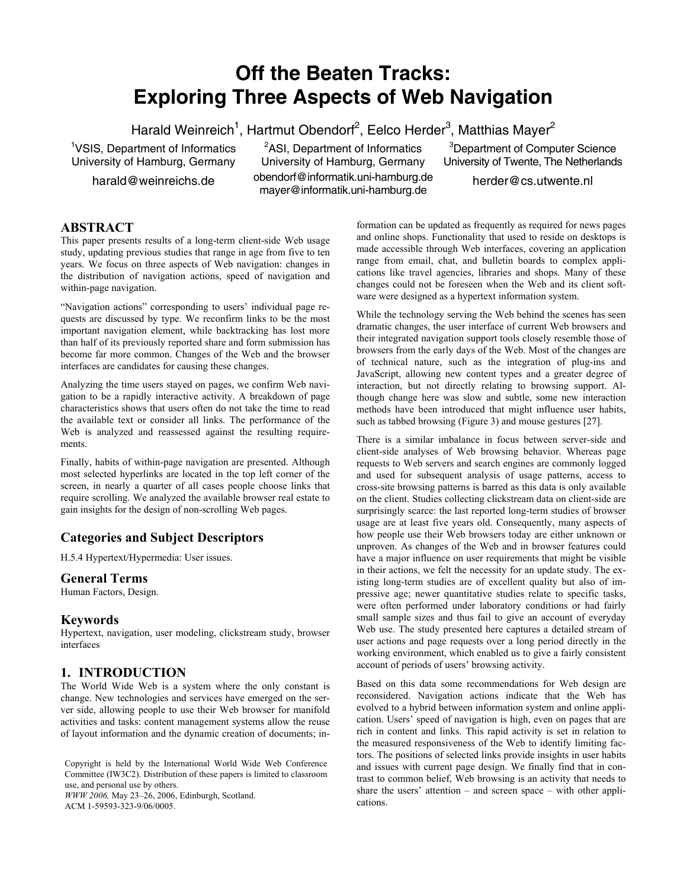# Off the Beaten Tracks: Exploring Three Aspects of Web Navigation

Harald Weinreich[1], Hartmut Obendorf[2], Eelco Herder[3], Matthias Mayer[2]

[1]VSIS, Department of Informatics
University of Hamburg, Germany
harald@weinreichs.de

[2]ASI, Department of Informatics
University of Hamburg, Germany
obendorf@informatik.uni-hamburg.de
mayer@informatik.uni-hamburg.de

[3]Department of Computer Science
University of Twente, The Netherlands
herder@cs.utwente.nl

## ABSTRACT

This paper presents results of a long-term client-side Web usage study, updating previous studies that range in age from five to ten years. We focus on three aspects of Web navigation: changes in the distribution of navigation actions, speed of navigation and within-page navigation.

"Navigation actions" corresponding to users' individual page requests are discussed by type. We reconfirm links to be the most important navigation element, while backtracking has lost more than half of its previously reported share and form submission has become far more common. Changes of the Web and the browser interfaces are candidates for causing these changes.

Analyzing the time users stayed on pages, we confirm Web navigation to be a rapidly interactive activity. A breakdown of page characteristics shows that users often do not take the time to read the available text or consider all links. The performance of the Web is analyzed and reassessed against the resulting requirements.

Finally, habits of within-page navigation are presented. Although most selected hyperlinks are located in the top left corner of the screen, in nearly a quarter of all cases people choose links that require scrolling. We analyzed the available browser real estate to gain insights for the design of non-scrolling Web pages.

### Categories and Subject Descriptors

H.5.4 Hypertext/Hypermedia: User issues.

### General Terms

Human Factors, Design.

### Keywords

Hypertext, navigation, user modeling, clickstream study, browser interfaces

## 1. INTRODUCTION

The World Wide Web is a system where the only constant is change. New technologies and services have emerged on the server side, allowing people to use their Web browser for manifold activities and tasks: content management systems allow the reuse of layout information and the dynamic creation of documents; information can be updated as frequently as required for news pages and online shops. Functionality that used to reside on desktops is made accessible through Web interfaces, covering an application range from email, chat, and bulletin boards to complex applications like travel agencies, libraries and shops. Many of these changes could not be foreseen when the Web and its client software were designed as a hypertext information system.

While the technology serving the Web behind the scenes has seen dramatic changes, the user interface of current Web browsers and their integrated navigation support tools closely resemble those of browsers from the early days of the Web. Most of the changes are of technical nature, such as the integration of plug-ins and JavaScript, allowing new content types and a greater degree of interaction, but not directly relating to browsing support. Although change here was slow and subtle, some new interaction methods have been introduced that might influence user habits, such as tabbed browsing (Figure 3) and mouse gestures [27].

There is a similar imbalance in focus between server-side and client-side analyses of Web browsing behavior. Whereas page requests to Web servers and search engines are commonly logged and used for subsequent analysis of usage patterns, access to cross-site browsing patterns is barred as this data is only available on the client. Studies collecting clickstream data on client-side are surprisingly scarce: the last reported long-term studies of browser usage are at least five years old. Consequently, many aspects of how people use their Web browsers today are either unknown or unproven. As changes of the Web and in browser features could have a major influence on user requirements that might be visible in their actions, we felt the necessity for an update study. The existing long-term studies are of excellent quality but also of impressive age; newer quantitative studies relate to specific tasks, were often performed under laboratory conditions or had fairly small sample sizes and thus fail to give an account of everyday Web use. The study presented here captures a detailed stream of user actions and page requests over a long period directly in the working environment, which enabled us to give a fairly consistent account of periods of users' browsing activity.

Based on this data some recommendations for Web design are reconsidered. Navigation actions indicate that the Web has evolved to a hybrid between information system and online application. Users' speed of navigation is high, even on pages that are rich in content and links. This rapid activity is set in relation to the measured responsiveness of the Web to identify limiting factors. The positions of selected links provide insights in user habits and issues with current page design. We finally find that in contrast to common belief, Web browsing is an activity that needs to share the users' attention – and screen space – with other applications.

Copyright is held by the International World Wide Web Conference Committee (IW3C2). Distribution of these papers is limited to classroom use, and personal use by others.
*WWW 2006,* May 23–26, 2006, Edinburgh, Scotland.
ACM 1-59593-323-9/06/0005.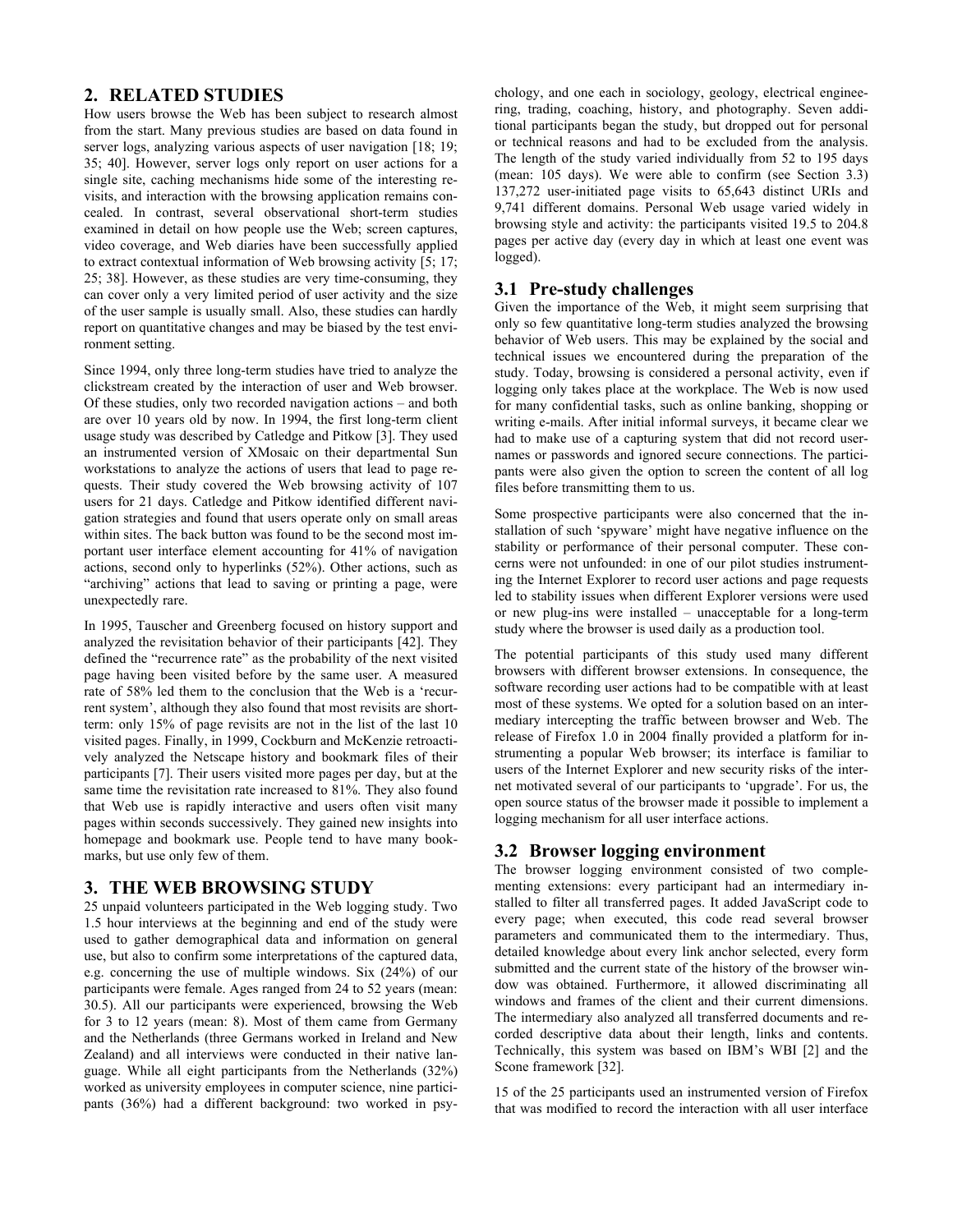## 2. RELATED STUDIES

How users browse the Web has been subject to research almost from the start. Many previous studies are based on data found in server logs, analyzing various aspects of user navigation [18; 19; 35; 40]. However, server logs only report on user actions for a single site, caching mechanisms hide some of the interesting revisits, and interaction with the browsing application remains concealed. In contrast, several observational short-term studies examined in detail on how people use the Web; screen captures, video coverage, and Web diaries have been successfully applied to extract contextual information of Web browsing activity [5; 17; 25; 38]. However, as these studies are very time-consuming, they can cover only a very limited period of user activity and the size of the user sample is usually small. Also, these studies can hardly report on quantitative changes and may be biased by the test environment setting.

Since 1994, only three long-term studies have tried to analyze the clickstream created by the interaction of user and Web browser. Of these studies, only two recorded navigation actions – and both are over 10 years old by now. In 1994, the first long-term client usage study was described by Catledge and Pitkow [3]. They used an instrumented version of XMosaic on their departmental Sun workstations to analyze the actions of users that lead to page requests. Their study covered the Web browsing activity of 107 users for 21 days. Catledge and Pitkow identified different navigation strategies and found that users operate only on small areas within sites. The back button was found to be the second most important user interface element accounting for 41% of navigation actions, second only to hyperlinks (52%). Other actions, such as "archiving" actions that lead to saving or printing a page, were unexpectedly rare.

In 1995, Tauscher and Greenberg focused on history support and analyzed the revisitation behavior of their participants [42]. They defined the "recurrence rate" as the probability of the next visited page having been visited before by the same user. A measured rate of 58% led them to the conclusion that the Web is a 'recurrent system', although they also found that most revisits are short-term: only 15% of page revisits are not in the list of the last 10 visited pages. Finally, in 1999, Cockburn and McKenzie retroactively analyzed the Netscape history and bookmark files of their participants [7]. Their users visited more pages per day, but at the same time the revisitation rate increased to 81%. They also found that Web use is rapidly interactive and users often visit many pages within seconds successively. They gained new insights into homepage and bookmark use. People tend to have many bookmarks, but use only few of them.

## 3. THE WEB BROWSING STUDY

25 unpaid volunteers participated in the Web logging study. Two 1.5 hour interviews at the beginning and end of the study were used to gather demographical data and information on general use, but also to confirm some interpretations of the captured data, e.g. concerning the use of multiple windows. Six (24%) of our participants were female. Ages ranged from 24 to 52 years (mean: 30.5). All our participants were experienced, browsing the Web for 3 to 12 years (mean: 8). Most of them came from Germany and the Netherlands (three Germans worked in Ireland and New Zealand) and all interviews were conducted in their native language. While all eight participants from the Netherlands (32%) worked as university employees in computer science, nine participants (36%) had a different background: two worked in psychology, and one each in sociology, geology, electrical engineering, trading, coaching, history, and photography. Seven additional participants began the study, but dropped out for personal or technical reasons and had to be excluded from the analysis. The length of the study varied individually from 52 to 195 days (mean: 105 days). We were able to confirm (see Section 3.3) 137,272 user-initiated page visits to 65,643 distinct URIs and 9,741 different domains. Personal Web usage varied widely in browsing style and activity: the participants visited 19.5 to 204.8 pages per active day (every day in which at least one event was logged).

### 3.1 Pre-study challenges

Given the importance of the Web, it might seem surprising that only so few quantitative long-term studies analyzed the browsing behavior of Web users. This may be explained by the social and technical issues we encountered during the preparation of the study. Today, browsing is considered a personal activity, even if logging only takes place at the workplace. The Web is now used for many confidential tasks, such as online banking, shopping or writing e-mails. After initial informal surveys, it became clear we had to make use of a capturing system that did not record usernames or passwords and ignored secure connections. The participants were also given the option to screen the content of all log files before transmitting them to us.

Some prospective participants were also concerned that the installation of such 'spyware' might have negative influence on the stability or performance of their personal computer. These concerns were not unfounded: in one of our pilot studies instrumenting the Internet Explorer to record user actions and page requests led to stability issues when different Explorer versions were used or new plug-ins were installed – unacceptable for a long-term study where the browser is used daily as a production tool.

The potential participants of this study used many different browsers with different browser extensions. In consequence, the software recording user actions had to be compatible with at least most of these systems. We opted for a solution based on an intermediary intercepting the traffic between browser and Web. The release of Firefox 1.0 in 2004 finally provided a platform for instrumenting a popular Web browser; its interface is familiar to users of the Internet Explorer and new security risks of the internet motivated several of our participants to 'upgrade'. For us, the open source status of the browser made it possible to implement a logging mechanism for all user interface actions.

### 3.2 Browser logging environment

The browser logging environment consisted of two complementing extensions: every participant had an intermediary installed to filter all transferred pages. It added JavaScript code to every page; when executed, this code read several browser parameters and communicated them to the intermediary. Thus, detailed knowledge about every link anchor selected, every form submitted and the current state of the history of the browser window was obtained. Furthermore, it allowed discriminating all windows and frames of the client and their current dimensions. The intermediary also analyzed all transferred documents and recorded descriptive data about their length, links and contents. Technically, this system was based on IBM's WBI [2] and the Scone framework [32].

15 of the 25 participants used an instrumented version of Firefox that was modified to record the interaction with all user interface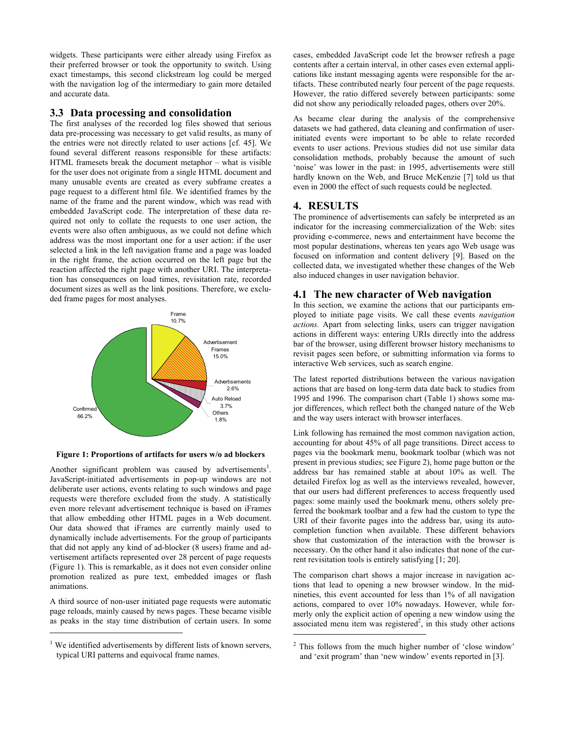widgets. These participants were either already using Firefox as their preferred browser or took the opportunity to switch. Using exact timestamps, this second clickstream log could be merged with the navigation log of the intermediary to gain more detailed and accurate data.

### 3.3 Data processing and consolidation

The first analyses of the recorded log files showed that serious data pre-processing was necessary to get valid results, as many of the entries were not directly related to user actions [cf. 45]. We found several different reasons responsible for these artifacts: HTML framesets break the document metaphor – what is visible for the user does not originate from a single HTML document and many unusable events are created as every subframe creates a page request to a different html file. We identified frames by the name of the frame and the parent window, which was read with embedded JavaScript code. The interpretation of these data required not only to collate the requests to one user action, the events were also often ambiguous, as we could not define which address was the most important one for a user action: if the user selected a link in the left navigation frame and a page was loaded in the right frame, the action occurred on the left page but the reaction affected the right page with another URI. The interpretation has consequences on load times, revisitation rate, recorded document sizes as well as the link positions. Therefore, we excluded frame pages for most analyses.

Frame 10.7%, Advertisement Frames 15.0%, Advertisements 2.6%, Auto Reload 3.7%, Others 1.8%, Confirmed 66.2%

**Figure 1: Proportions of artifacts for users w/o ad blockers**

Another significant problem was caused by advertisements[1]. JavaScript-initiated advertisements in pop-up windows are not deliberate user actions, events relating to such windows and page requests were therefore excluded from the study. A statistically even more relevant advertisement technique is based on iFrames that allow embedding other HTML pages in a Web document. Our data showed that iFrames are currently mainly used to dynamically include advertisements. For the group of participants that did not apply any kind of ad-blocker (8 users) frame and advertisement artifacts represented over 28 percent of page requests (Figure 1). This is remarkable, as it does not even consider online promotion realized as pure text, embedded images or flash animations.

A third source of non-user initiated page requests were automatic page reloads, mainly caused by news pages. These became visible as peaks in the stay time distribution of certain users. In some cases, embedded JavaScript code let the browser refresh a page contents after a certain interval, in other cases even external applications like instant messaging agents were responsible for the artifacts. These contributed nearly four percent of the page requests. However, the ratio differed severely between participants: some did not show any periodically reloaded pages, others over 20%.

As became clear during the analysis of the comprehensive datasets we had gathered, data cleaning and confirmation of user-initiated events were important to be able to relate recorded events to user actions. Previous studies did not use similar data consolidation methods, probably because the amount of such 'noise' was lower in the past: in 1995, advertisements were still hardly known on the Web, and Bruce McKenzie [7] told us that even in 2000 the effect of such requests could be neglected.

## 4. RESULTS

The prominence of advertisements can safely be interpreted as an indicator for the increasing commercialization of the Web: sites providing e-commerce, news and entertainment have become the most popular destinations, whereas ten years ago Web usage was focused on information and content delivery [9]. Based on the collected data, we investigated whether these changes of the Web also induced changes in user navigation behavior.

### 4.1 The new character of Web navigation

In this section, we examine the actions that our participants employed to initiate page visits. We call these events *navigation actions.* Apart from selecting links, users can trigger navigation actions in different ways: entering URIs directly into the address bar of the browser, using different browser history mechanisms to revisit pages seen before, or submitting information via forms to interactive Web services, such as search engine.

The latest reported distributions between the various navigation actions that are based on long-term data date back to studies from 1995 and 1996. The comparison chart (Table 1) shows some major differences, which reflect both the changed nature of the Web and the way users interact with browser interfaces.

Link following has remained the most common navigation action, accounting for about 45% of all page transitions. Direct access to pages via the bookmark menu, bookmark toolbar (which was not present in previous studies; see Figure 2), home page button or the address bar has remained stable at about 10% as well. The detailed Firefox log as well as the interviews revealed, however, that our users had different preferences to access frequently used pages: some mainly used the bookmark menu, others solely preferred the bookmark toolbar and a few had the custom to type the URI of their favorite pages into the address bar, using its auto-completion function when available. These different behaviors show that customization of the interaction with the browser is necessary. On the other hand it also indicates that none of the current revisitation tools is entirely satisfying [1; 20].

The comparison chart shows a major increase in navigation actions that lead to opening a new browser window. In the mid-nineties, this event accounted for less than 1% of all navigation actions, compared to over 10% nowadays. However, while formerly only the explicit action of opening a new window using the associated menu item was registered[2], in this study other actions

[1] We identified advertisements by different lists of known servers, typical URI patterns and equivocal frame names.

[2] This follows from the much higher number of 'close window' and 'exit program' than 'new window' events reported in [3].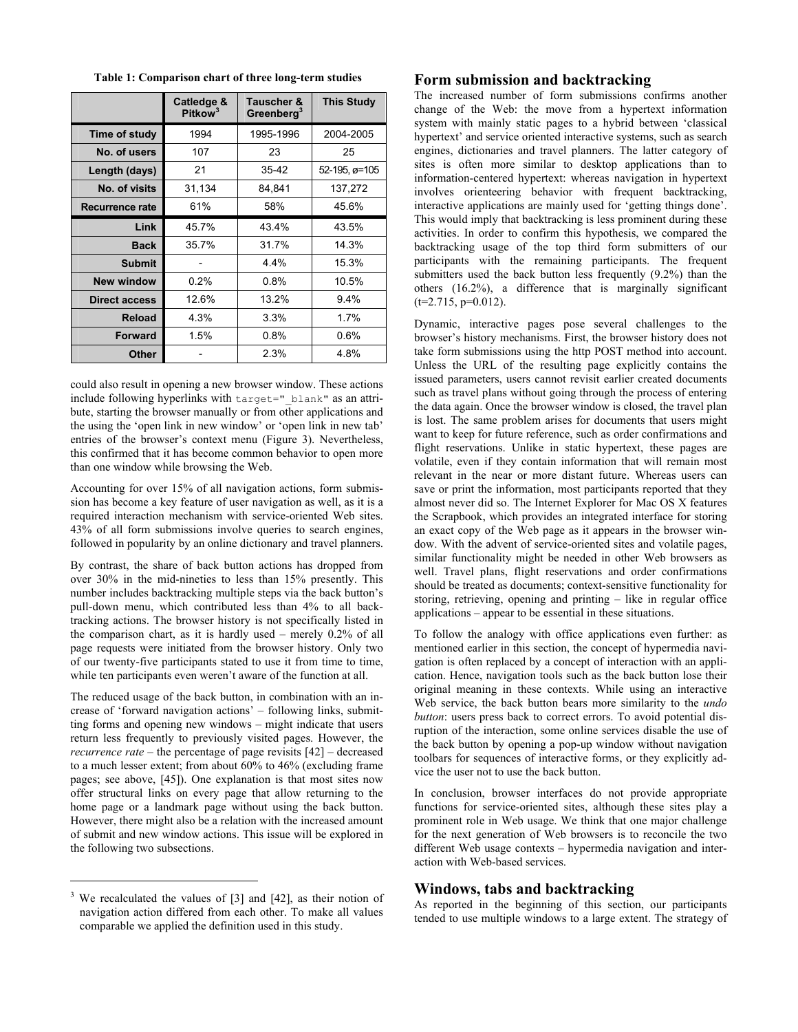**Table 1: Comparison chart of three long-term studies**

| | Catledge & Pitkow[3] | Tauscher & Greenberg[3] | This Study |
|---|---|---|---|
| **Time of study** | 1994 | 1995-1996 | 2004-2005 |
| **No. of users** | 107 | 23 | 25 |
| **Length (days)** | 21 | 35-42 | 52-195, ø=105 |
| **No. of visits** | 31,134 | 84,841 | 137,272 |
| **Recurrence rate** | 61% | 58% | 45.6% |
| **Link** | 45.7% | 43.4% | 43.5% |
| **Back** | 35.7% | 31.7% | 14.3% |
| **Submit** | - | 4.4% | 15.3% |
| **New window** | 0.2% | 0.8% | 10.5% |
| **Direct access** | 12.6% | 13.2% | 9.4% |
| **Reload** | 4.3% | 3.3% | 1.7% |
| **Forward** | 1.5% | 0.8% | 0.6% |
| **Other** | - | 2.3% | 4.8% |

could also result in opening a new browser window. These actions include following hyperlinks with `target="_blank"` as an attribute, starting the browser manually or from other applications and the using the 'open link in new window' or 'open link in new tab' entries of the browser's context menu (Figure 3). Nevertheless, this confirmed that it has become common behavior to open more than one window while browsing the Web.

Accounting for over 15% of all navigation actions, form submission has become a key feature of user navigation as well, as it is a required interaction mechanism with service-oriented Web sites. 43% of all form submissions involve queries to search engines, followed in popularity by an online dictionary and travel planners.

By contrast, the share of back button actions has dropped from over 30% in the mid-nineties to less than 15% presently. This number includes backtracking multiple steps via the back button's pull-down menu, which contributed less than 4% to all backtracking actions. The browser history is not specifically listed in the comparison chart, as it is hardly used – merely 0.2% of all page requests were initiated from the browser history. Only two of our twenty-five participants stated to use it from time to time, while ten participants even weren't aware of the function at all.

The reduced usage of the back button, in combination with an increase of 'forward navigation actions' – following links, submitting forms and opening new windows – might indicate that users return less frequently to previously visited pages. However, the *recurrence rate* – the percentage of page revisits [42] – decreased to a much lesser extent; from about 60% to 46% (excluding frame pages; see above, [45]). One explanation is that most sites now offer structural links on every page that allow returning to the home page or a landmark page without using the back button. However, there might also be a relation with the increased amount of submit and new window actions. This issue will be explored in the following two subsections.

[3] We recalculated the values of [3] and [42], as their notion of navigation action differed from each other. To make all values comparable we applied the definition used in this study.

## Form submission and backtracking

The increased number of form submissions confirms another change of the Web: the move from a hypertext information system with mainly static pages to a hybrid between 'classical hypertext' and service oriented interactive systems, such as search engines, dictionaries and travel planners. The latter category of sites is often more similar to desktop applications than to information-centered hypertext: whereas navigation in hypertext involves orienteering behavior with frequent backtracking, interactive applications are mainly used for 'getting things done'. This would imply that backtracking is less prominent during these activities. In order to confirm this hypothesis, we compared the backtracking usage of the top third form submitters of our participants with the remaining participants. The frequent submitters used the back button less frequently (9.2%) than the others (16.2%), a difference that is marginally significant ($t=2.715$, $p=0.012$).

Dynamic, interactive pages pose several challenges to the browser's history mechanisms. First, the browser history does not take form submissions using the http POST method into account. Unless the URL of the resulting page explicitly contains the issued parameters, users cannot revisit earlier created documents such as travel plans without going through the process of entering the data again. Once the browser window is closed, the travel plan is lost. The same problem arises for documents that users might want to keep for future reference, such as order confirmations and flight reservations. Unlike in static hypertext, these pages are volatile, even if they contain information that will remain most relevant in the near or more distant future. Whereas users can save or print the information, most participants reported that they almost never did so. The Internet Explorer for Mac OS X features the Scrapbook, which provides an integrated interface for storing an exact copy of the Web page as it appears in the browser window. With the advent of service-oriented sites and volatile pages, similar functionality might be needed in other Web browsers as well. Travel plans, flight reservations and order confirmations should be treated as documents; context-sensitive functionality for storing, retrieving, opening and printing – like in regular office applications – appear to be essential in these situations.

To follow the analogy with office applications even further: as mentioned earlier in this section, the concept of hypermedia navigation is often replaced by a concept of interaction with an application. Hence, navigation tools such as the back button lose their original meaning in these contexts. While using an interactive Web service, the back button bears more similarity to the *undo button*: users press back to correct errors. To avoid potential disruption of the interaction, some online services disable the use of the back button by opening a pop-up window without navigation toolbars for sequences of interactive forms, or they explicitly advice the user not to use the back button.

In conclusion, browser interfaces do not provide appropriate functions for service-oriented sites, although these sites play a prominent role in Web usage. We think that one major challenge for the next generation of Web browsers is to reconcile the two different Web usage contexts – hypermedia navigation and interaction with Web-based services.

## Windows, tabs and backtracking

As reported in the beginning of this section, our participants tended to use multiple windows to a large extent. The strategy of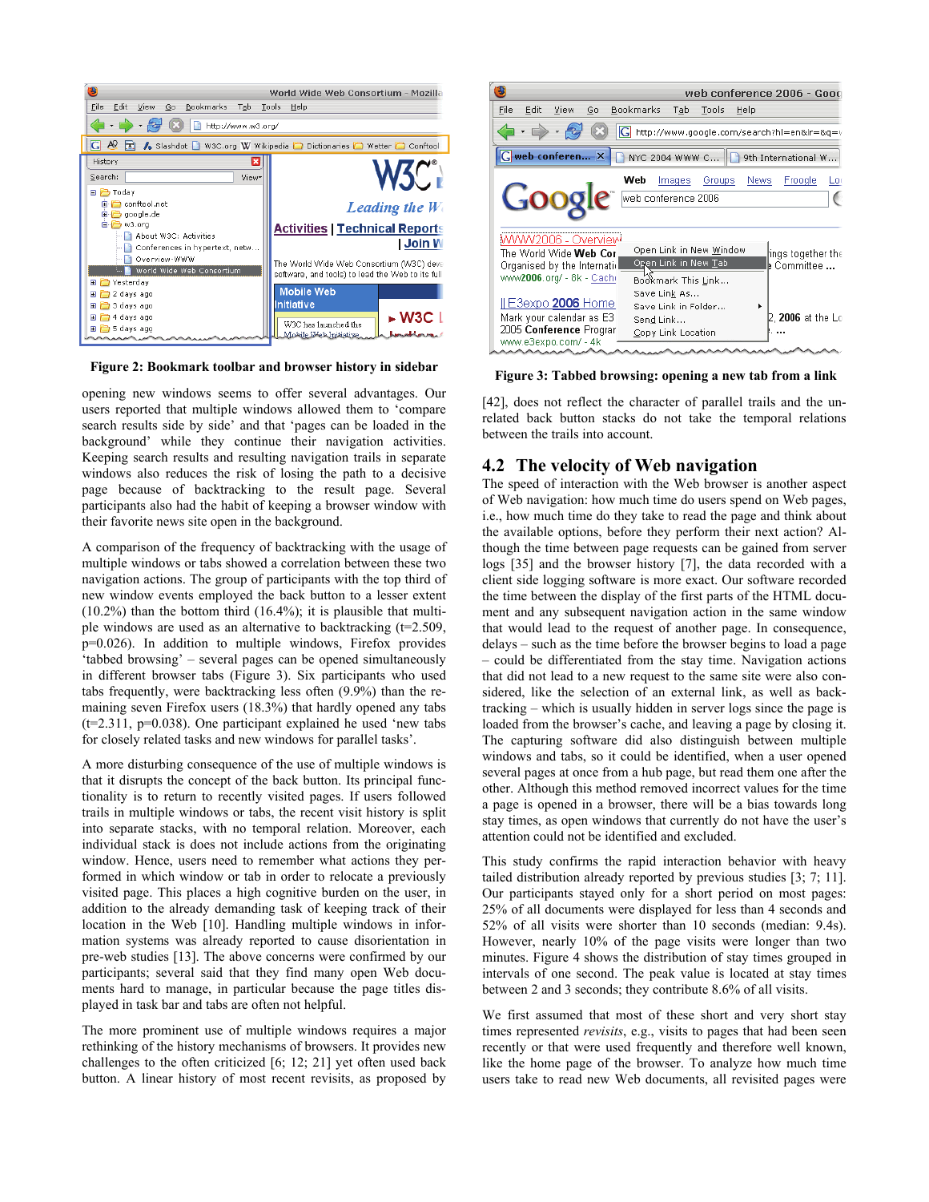Figure 2: Bookmark toolbar and browser history in sidebar

Figure 3: Tabbed browsing: opening a new tab from a link

opening new windows seems to offer several advantages. Our users reported that multiple windows allowed them to 'compare search results side by side' and that 'pages can be loaded in the background' while they continue their navigation activities. Keeping search results and resulting navigation trails in separate windows also reduces the risk of losing the path to a decisive page because of backtracking to the result page. Several participants also had the habit of keeping a browser window with their favorite news site open in the background.

A comparison of the frequency of backtracking with the usage of multiple windows or tabs showed a correlation between these two navigation actions. The group of participants with the top third of new window events employed the back button to a lesser extent (10.2%) than the bottom third (16.4%); it is plausible that multiple windows are used as an alternative to backtracking (t=2.509, p=0.026). In addition to multiple windows, Firefox provides 'tabbed browsing' – several pages can be opened simultaneously in different browser tabs (Figure 3). Six participants who used tabs frequently, were backtracking less often (9.9%) than the remaining seven Firefox users (18.3%) that hardly opened any tabs (t=2.311, p=0.038). One participant explained he used 'new tabs for closely related tasks and new windows for parallel tasks'.

A more disturbing consequence of the use of multiple windows is that it disrupts the concept of the back button. Its principal functionality is to return to recently visited pages. If users followed trails in multiple windows or tabs, the recent visit history is split into separate stacks, with no temporal relation. Moreover, each individual stack is does not include actions from the originating window. Hence, users need to remember what actions they performed in which window or tab in order to relocate a previously visited page. This places a high cognitive burden on the user, in addition to the already demanding task of keeping track of their location in the Web [10]. Handling multiple windows in information systems was already reported to cause disorientation in pre-web studies [13]. The above concerns were confirmed by our participants; several said that they find many open Web documents hard to manage, in particular because the page titles displayed in task bar and tabs are often not helpful.

The more prominent use of multiple windows requires a major rethinking of the history mechanisms of browsers. It provides new challenges to the often criticized [6; 12; 21] yet often used back button. A linear history of most recent revisits, as proposed by [42], does not reflect the character of parallel trails and the unrelated back button stacks do not take the temporal relations between the trails into account.

## 4.2 The velocity of Web navigation

The speed of interaction with the Web browser is another aspect of Web navigation: how much time do users spend on Web pages, i.e., how much time do they take to read the page and think about the available options, before they perform their next action? Although the time between page requests can be gained from server logs [35] and the browser history [7], the data recorded with a client side logging software is more exact. Our software recorded the time between the display of the first parts of the HTML document and any subsequent navigation action in the same window that would lead to the request of another page. In consequence, delays – such as the time before the browser begins to load a page – could be differentiated from the stay time. Navigation actions that did not lead to a new request to the same site were also considered, like the selection of an external link, as well as backtracking – which is usually hidden in server logs since the page is loaded from the browser's cache, and leaving a page by closing it. The capturing software did also distinguish between multiple windows and tabs, so it could be identified, when a user opened several pages at once from a hub page, but read them one after the other. Although this method removed incorrect values for the time a page is opened in a browser, there will be a bias towards long stay times, as open windows that currently do not have the user's attention could not be identified and excluded.

This study confirms the rapid interaction behavior with heavy tailed distribution already reported by previous studies [3; 7; 11]. Our participants stayed only for a short period on most pages: 25% of all documents were displayed for less than 4 seconds and 52% of all visits were shorter than 10 seconds (median: 9.4s). However, nearly 10% of the page visits were longer than two minutes. Figure 4 shows the distribution of stay times grouped in intervals of one second. The peak value is located at stay times between 2 and 3 seconds; they contribute 8.6% of all visits.

We first assumed that most of these short and very short stay times represented *revisits*, e.g., visits to pages that had been seen recently or that were used frequently and therefore well known, like the home page of the browser. To analyze how much time users take to read new Web documents, all revisited pages were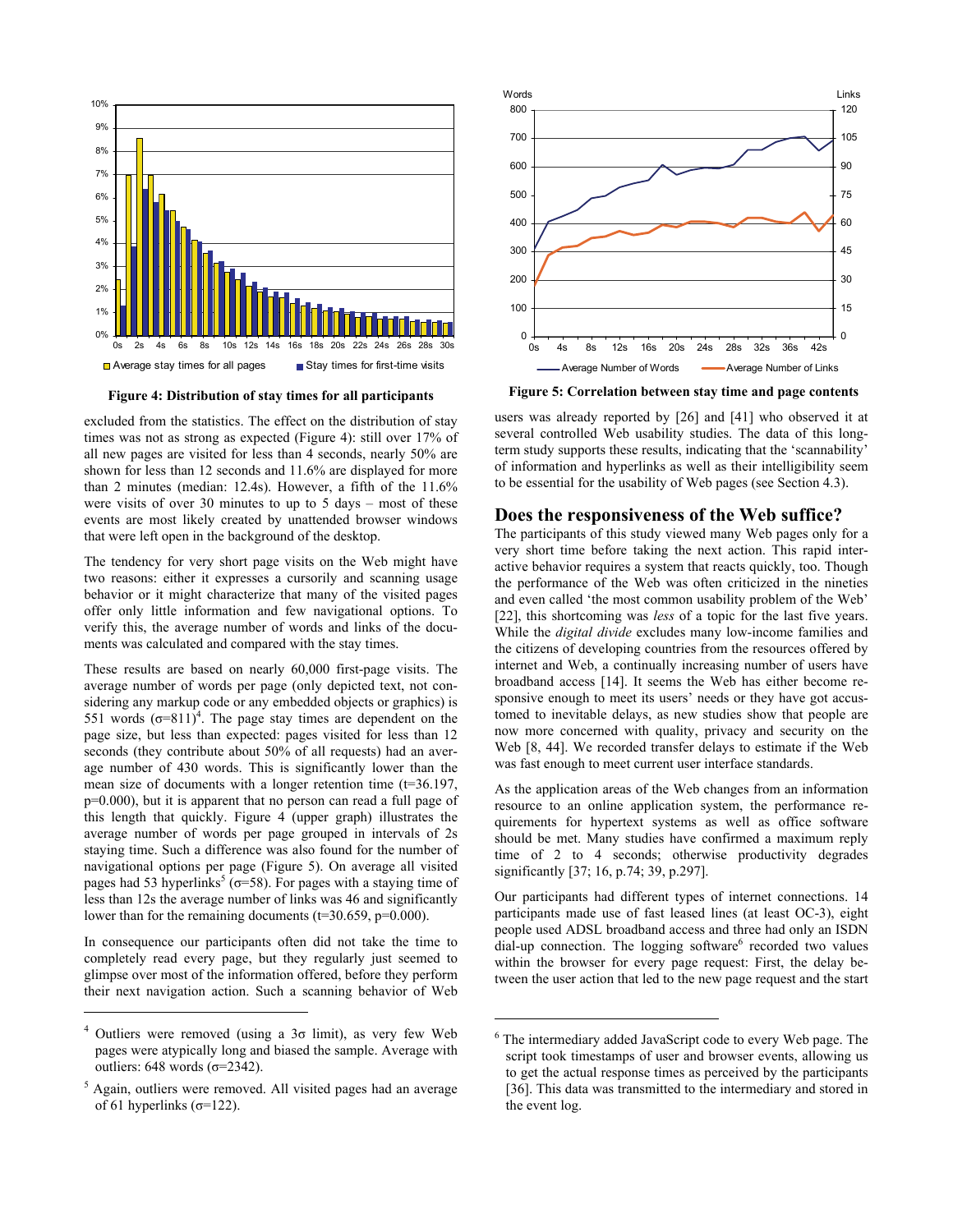Figure 4: Distribution of stay times for all participants

Figure 5: Correlation between stay time and page contents

excluded from the statistics. The effect on the distribution of stay times was not as strong as expected (Figure 4): still over 17% of all new pages are visited for less than 4 seconds, nearly 50% are shown for less than 12 seconds and 11.6% are displayed for more than 2 minutes (median: 12.4s). However, a fifth of the 11.6% were visits of over 30 minutes to up to 5 days – most of these events are most likely created by unattended browser windows that were left open in the background of the desktop.

The tendency for very short page visits on the Web might have two reasons: either it expresses a cursorily and scanning usage behavior or it might characterize that many of the visited pages offer only little information and few navigational options. To verify this, the average number of words and links of the documents was calculated and compared with the stay times.

These results are based on nearly 60,000 first-page visits. The average number of words per page (only depicted text, not considering any markup code or any embedded objects or graphics) is 551 words ($\sigma$=811)[4]. The page stay times are dependent on the page size, but less than expected: pages visited for less than 12 seconds (they contribute about 50% of all requests) had an average number of 430 words. This is significantly lower than the mean size of documents with a longer retention time (t=36.197, p=0.000), but it is apparent that no person can read a full page of this length that quickly. Figure 4 (upper graph) illustrates the average number of words per page grouped in intervals of 2s staying time. Such a difference was also found for the number of navigational options per page (Figure 5). On average all visited pages had 53 hyperlinks[5] ($\sigma$=58). For pages with a staying time of less than 12s the average number of links was 46 and significantly lower than for the remaining documents (t=30.659, p=0.000).

In consequence our participants often did not take the time to completely read every page, but they regularly just seemed to glimpse over most of the information offered, before they perform their next navigation action. Such a scanning behavior of Web users was already reported by [26] and [41] who observed it at several controlled Web usability studies. The data of this long-term study supports these results, indicating that the 'scannability' of information and hyperlinks as well as their intelligibility seem to be essential for the usability of Web pages (see Section 4.3).

## Does the responsiveness of the Web suffice?

The participants of this study viewed many Web pages only for a very short time before taking the next action. This rapid interactive behavior requires a system that reacts quickly, too. Though the performance of the Web was often criticized in the nineties and even called 'the most common usability problem of the Web' [22], this shortcoming was *less* of a topic for the last five years. While the *digital divide* excludes many low-income families and the citizens of developing countries from the resources offered by internet and Web, a continually increasing number of users have broadband access [14]. It seems the Web has either become responsive enough to meet its users' needs or they have got accustomed to inevitable delays, as new studies show that people are now more concerned with quality, privacy and security on the Web [8, 44]. We recorded transfer delays to estimate if the Web was fast enough to meet current user interface standards.

As the application areas of the Web changes from an information resource to an online application system, the performance requirements for hypertext systems as well as office software should be met. Many studies have confirmed a maximum reply time of 2 to 4 seconds; otherwise productivity degrades significantly [37; 16, p.74; 39, p.297].

Our participants had different types of internet connections. 14 participants made use of fast leased lines (at least OC-3), eight people used ADSL broadband access and three had only an ISDN dial-up connection. The logging software[6] recorded two values within the browser for every page request: First, the delay between the user action that led to the new page request and the start

---

[4] Outliers were removed (using a 3$\sigma$ limit), as very few Web pages were atypically long and biased the sample. Average with outliers: 648 words ($\sigma$=2342).

[5] Again, outliers were removed. All visited pages had an average of 61 hyperlinks ($\sigma$=122).

[6] The intermediary added JavaScript code to every Web page. The script took timestamps of user and browser events, allowing us to get the actual response times as perceived by the participants [36]. This data was transmitted to the intermediary and stored in the event log.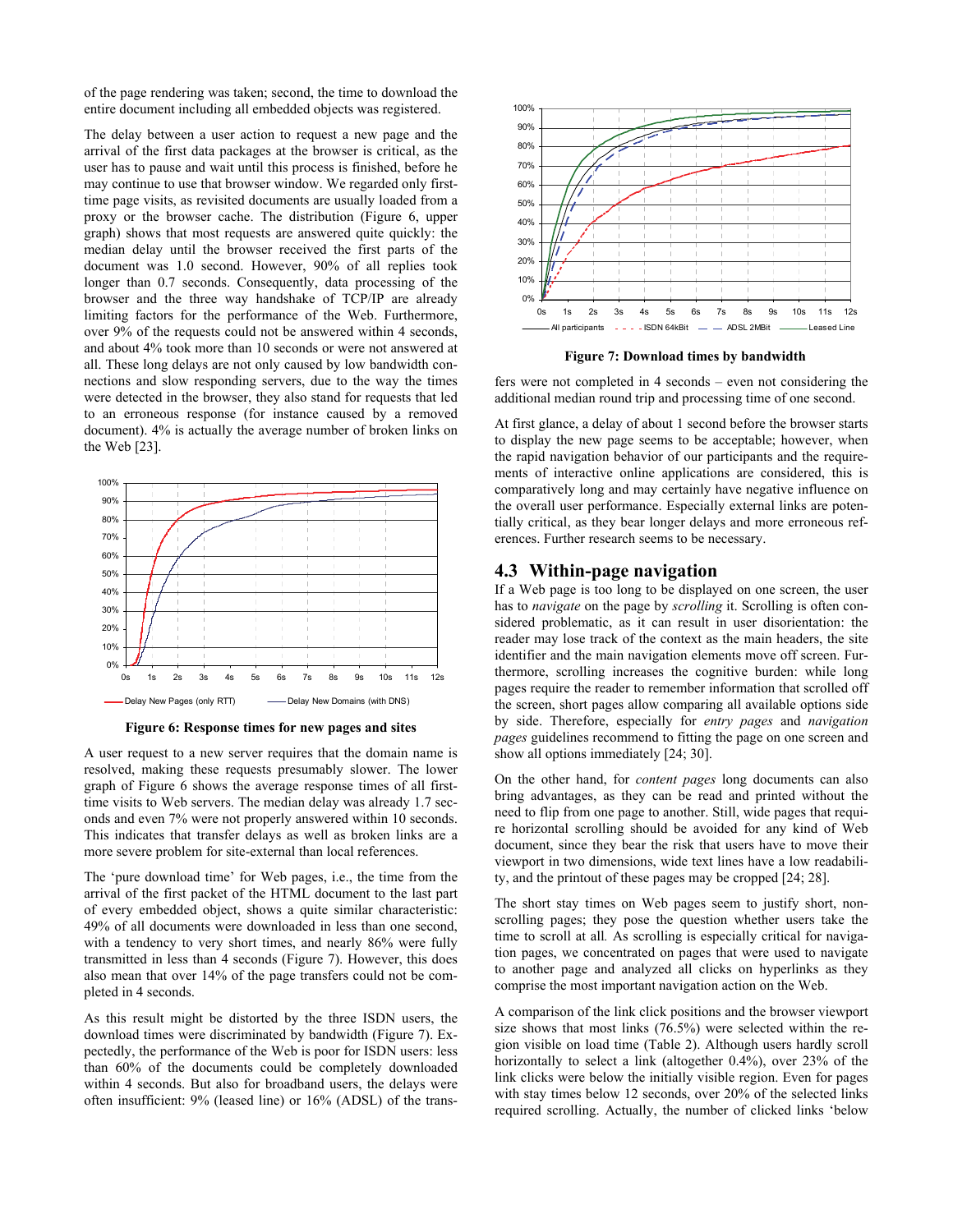of the page rendering was taken; second, the time to download the entire document including all embedded objects was registered.

The delay between a user action to request a new page and the arrival of the first data packages at the browser is critical, as the user has to pause and wait until this process is finished, before he may continue to use that browser window. We regarded only first-time page visits, as revisited documents are usually loaded from a proxy or the browser cache. The distribution (Figure 6, upper graph) shows that most requests are answered quite quickly: the median delay until the browser received the first parts of the document was 1.0 second. However, 90% of all replies took longer than 0.7 seconds. Consequently, data processing of the browser and the three way handshake of TCP/IP are already limiting factors for the performance of the Web. Furthermore, over 9% of the requests could not be answered within 4 seconds, and about 4% took more than 10 seconds or were not answered at all. These long delays are not only caused by low bandwidth connections and slow responding servers, due to the way the times were detected in the browser, they also stand for requests that led to an erroneous response (for instance caused by a removed document). 4% is actually the average number of broken links on the Web [23].

**Figure 6: Response times for new pages and sites**

A user request to a new server requires that the domain name is resolved, making these requests presumably slower. The lower graph of Figure 6 shows the average response times of all first-time visits to Web servers. The median delay was already 1.7 seconds and even 7% were not properly answered within 10 seconds. This indicates that transfer delays as well as broken links are a more severe problem for site-external than local references.

The 'pure download time' for Web pages, i.e., the time from the arrival of the first packet of the HTML document to the last part of every embedded object, shows a quite similar characteristic: 49% of all documents were downloaded in less than one second, with a tendency to very short times, and nearly 86% were fully transmitted in less than 4 seconds (Figure 7). However, this does also mean that over 14% of the page transfers could not be completed in 4 seconds.

As this result might be distorted by the three ISDN users, the download times were discriminated by bandwidth (Figure 7). Expectedly, the performance of the Web is poor for ISDN users: less than 60% of the documents could be completely downloaded within 4 seconds. But also for broadband users, the delays were often insufficient: 9% (leased line) or 16% (ADSL) of the transfers were not completed in 4 seconds – even not considering the additional median round trip and processing time of one second.

**Figure 7: Download times by bandwidth**

At first glance, a delay of about 1 second before the browser starts to display the new page seems to be acceptable; however, when the rapid navigation behavior of our participants and the requirements of interactive online applications are considered, this is comparatively long and may certainly have negative influence on the overall user performance. Especially external links are potentially critical, as they bear longer delays and more erroneous references. Further research seems to be necessary.

## 4.3 Within-page navigation

If a Web page is too long to be displayed on one screen, the user has to *navigate* on the page by *scrolling* it. Scrolling is often considered problematic, as it can result in user disorientation: the reader may lose track of the context as the main headers, the site identifier and the main navigation elements move off screen. Furthermore, scrolling increases the cognitive burden: while long pages require the reader to remember information that scrolled off the screen, short pages allow comparing all available options side by side. Therefore, especially for *entry pages* and *navigation pages* guidelines recommend to fitting the page on one screen and show all options immediately [24; 30].

On the other hand, for *content pages* long documents can also bring advantages, as they can be read and printed without the need to flip from one page to another. Still, wide pages that require horizontal scrolling should be avoided for any kind of Web document, since they bear the risk that users have to move their viewport in two dimensions, wide text lines have a low readability, and the printout of these pages may be cropped [24; 28].

The short stay times on Web pages seem to justify short, non-scrolling pages; they pose the question whether users take the time to scroll at all. As scrolling is especially critical for navigation pages, we concentrated on pages that were used to navigate to another page and analyzed all clicks on hyperlinks as they comprise the most important navigation action on the Web.

A comparison of the link click positions and the browser viewport size shows that most links (76.5%) were selected within the region visible on load time (Table 2). Although users hardly scroll horizontally to select a link (altogether 0.4%), over 23% of the link clicks were below the initially visible region. Even for pages with stay times below 12 seconds, over 20% of the selected links required scrolling. Actually, the number of clicked links 'below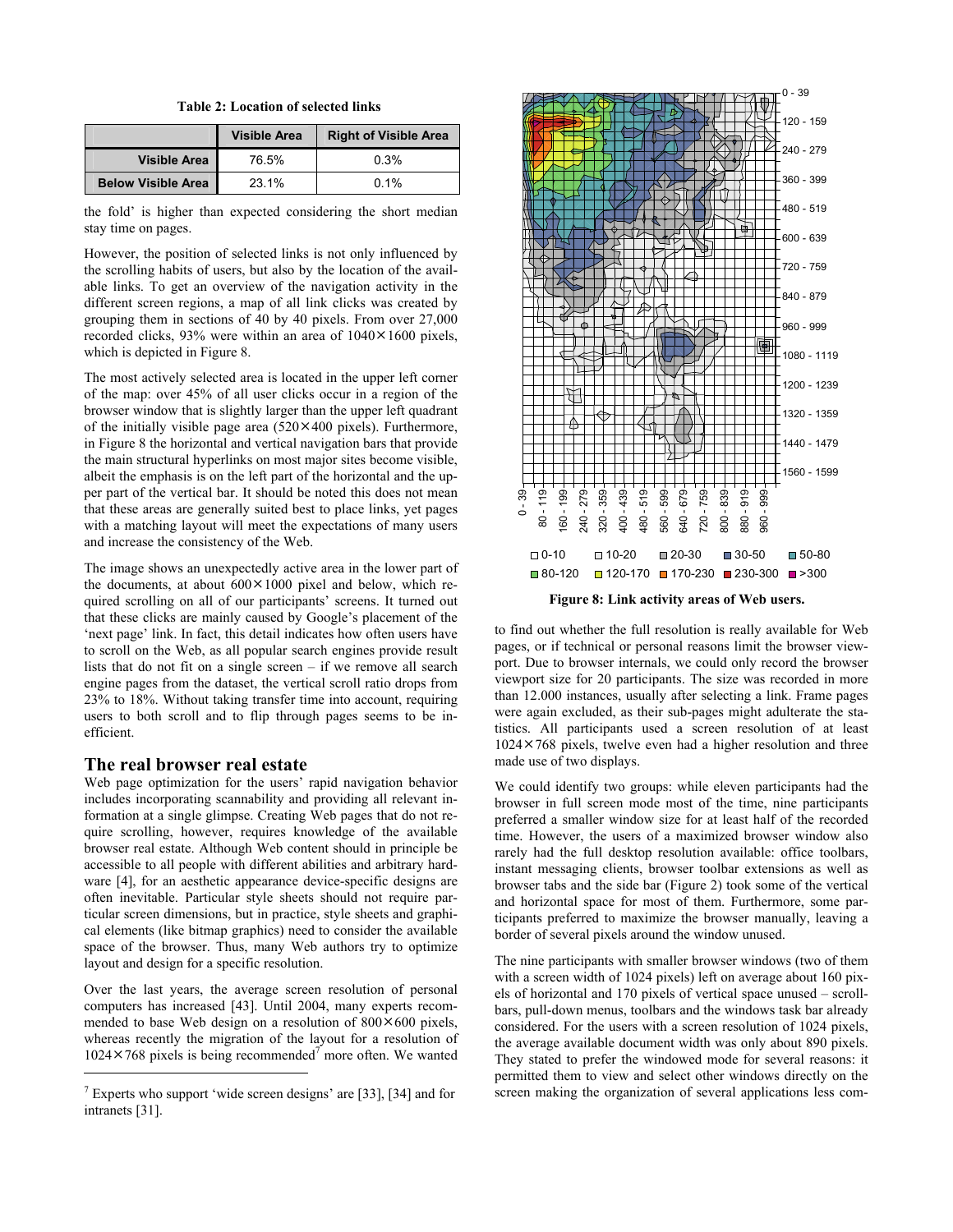**Table 2: Location of selected links**

| | Visible Area | Right of Visible Area |
|---|---|---|
| **Visible Area** | 76.5% | 0.3% |
| **Below Visible Area** | 23.1% | 0.1% |

the fold' is higher than expected considering the short median stay time on pages.

However, the position of selected links is not only influenced by the scrolling habits of users, but also by the location of the available links. To get an overview of the navigation activity in the different screen regions, a map of all link clicks was created by grouping them in sections of 40 by 40 pixels. From over 27,000 recorded clicks, 93% were within an area of 1040×1600 pixels, which is depicted in Figure 8.

The most actively selected area is located in the upper left corner of the map: over 45% of all user clicks occur in a region of the browser window that is slightly larger than the upper left quadrant of the initially visible page area (520×400 pixels). Furthermore, in Figure 8 the horizontal and vertical navigation bars that provide the main structural hyperlinks on most major sites become visible, albeit the emphasis is on the left part of the horizontal and the upper part of the vertical bar. It should be noted this does not mean that these areas are generally suited best to place links, yet pages with a matching layout will meet the expectations of many users and increase the consistency of the Web.

The image shows an unexpectedly active area in the lower part of the documents, at about 600×1000 pixel and below, which required scrolling on all of our participants' screens. It turned out that these clicks are mainly caused by Google's placement of the 'next page' link. In fact, this detail indicates how often users have to scroll on the Web, as all popular search engines provide result lists that do not fit on a single screen – if we remove all search engine pages from the dataset, the vertical scroll ratio drops from 23% to 18%. Without taking transfer time into account, requiring users to both scroll and to flip through pages seems to be inefficient.

## The real browser real estate

Web page optimization for the users' rapid navigation behavior includes incorporating scannability and providing all relevant information at a single glimpse. Creating Web pages that do not require scrolling, however, requires knowledge of the available browser real estate. Although Web content should in principle be accessible to all people with different abilities and arbitrary hardware [4], for an aesthetic appearance device-specific designs are often inevitable. Particular style sheets should not require particular screen dimensions, but in practice, style sheets and graphical elements (like bitmap graphics) need to consider the available space of the browser. Thus, many Web authors try to optimize layout and design for a specific resolution.

Over the last years, the average screen resolution of personal computers has increased [43]. Until 2004, many experts recommended to base Web design on a resolution of 800×600 pixels, whereas recently the migration of the layout for a resolution of 1024×768 pixels is being recommended[7] more often. We wanted to find out whether the full resolution is really available for Web pages, or if technical or personal reasons limit the browser viewport. Due to browser internals, we could only record the browser viewport size for 20 participants. The size was recorded in more than 12.000 instances, usually after selecting a link. Frame pages were again excluded, as their sub-pages might adulterate the statistics. All participants used a screen resolution of at least 1024×768 pixels, twelve even had a higher resolution and three made use of two displays.

[7] Experts who support 'wide screen designs' are [33], [34] and for intranets [31].

**Figure 8: Link activity areas of Web users.**

We could identify two groups: while eleven participants had the browser in full screen mode most of the time, nine participants preferred a smaller window size for at least half of the recorded time. However, the users of a maximized browser window also rarely had the full desktop resolution available: office toolbars, instant messaging clients, browser toolbar extensions as well as browser tabs and the side bar (Figure 2) took some of the vertical and horizontal space for most of them. Furthermore, some participants preferred to maximize the browser manually, leaving a border of several pixels around the window unused.

The nine participants with smaller browser windows (two of them with a screen width of 1024 pixels) left on average about 160 pixels of horizontal and 170 pixels of vertical space unused – scrollbars, pull-down menus, toolbars and the windows task bar already considered. For the users with a screen resolution of 1024 pixels, the average available document width was only about 890 pixels. They stated to prefer the windowed mode for several reasons: it permitted them to view and select other windows directly on the screen making the organization of several applications less com-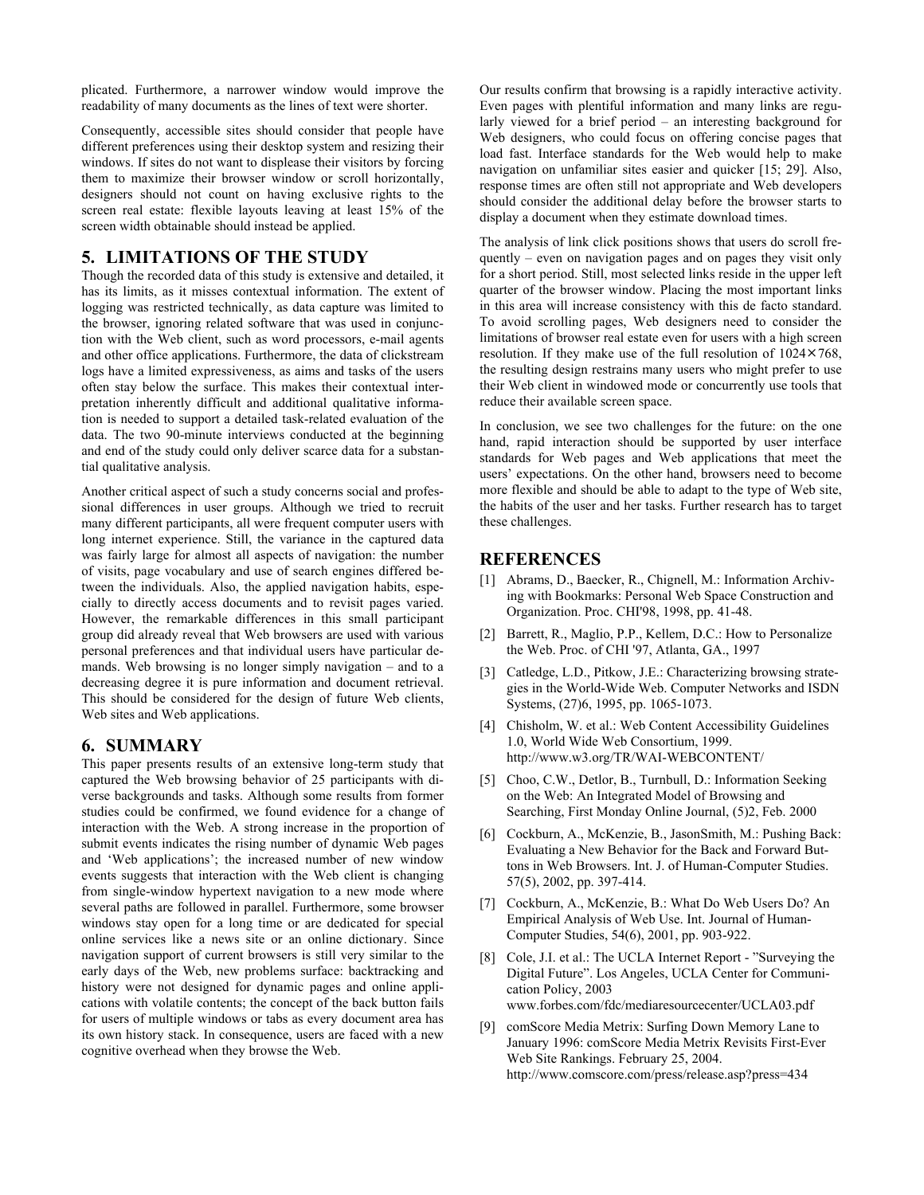plicated. Furthermore, a narrower window would improve the readability of many documents as the lines of text were shorter.

Consequently, accessible sites should consider that people have different preferences using their desktop system and resizing their windows. If sites do not want to displease their visitors by forcing them to maximize their browser window or scroll horizontally, designers should not count on having exclusive rights to the screen real estate: flexible layouts leaving at least 15% of the screen width obtainable should instead be applied.

## 5. LIMITATIONS OF THE STUDY

Though the recorded data of this study is extensive and detailed, it has its limits, as it misses contextual information. The extent of logging was restricted technically, as data capture was limited to the browser, ignoring related software that was used in conjunction with the Web client, such as word processors, e-mail agents and other office applications. Furthermore, the data of clickstream logs have a limited expressiveness, as aims and tasks of the users often stay below the surface. This makes their contextual interpretation inherently difficult and additional qualitative information is needed to support a detailed task-related evaluation of the data. The two 90-minute interviews conducted at the beginning and end of the study could only deliver scarce data for a substantial qualitative analysis.

Another critical aspect of such a study concerns social and professional differences in user groups. Although we tried to recruit many different participants, all were frequent computer users with long internet experience. Still, the variance in the captured data was fairly large for almost all aspects of navigation: the number of visits, page vocabulary and use of search engines differed between the individuals. Also, the applied navigation habits, especially to directly access documents and to revisit pages varied. However, the remarkable differences in this small participant group did already reveal that Web browsers are used with various personal preferences and that individual users have particular demands. Web browsing is no longer simply navigation – and to a decreasing degree it is pure information and document retrieval. This should be considered for the design of future Web clients, Web sites and Web applications.

## 6. SUMMARY

This paper presents results of an extensive long-term study that captured the Web browsing behavior of 25 participants with diverse backgrounds and tasks. Although some results from former studies could be confirmed, we found evidence for a change of interaction with the Web. A strong increase in the proportion of submit events indicates the rising number of dynamic Web pages and 'Web applications'; the increased number of new window events suggests that interaction with the Web client is changing from single-window hypertext navigation to a new mode where several paths are followed in parallel. Furthermore, some browser windows stay open for a long time or are dedicated for special online services like a news site or an online dictionary. Since navigation support of current browsers is still very similar to the early days of the Web, new problems surface: backtracking and history were not designed for dynamic pages and online applications with volatile contents; the concept of the back button fails for users of multiple windows or tabs as every document area has its own history stack. In consequence, users are faced with a new cognitive overhead when they browse the Web.

Our results confirm that browsing is a rapidly interactive activity. Even pages with plentiful information and many links are regularly viewed for a brief period – an interesting background for Web designers, who could focus on offering concise pages that load fast. Interface standards for the Web would help to make navigation on unfamiliar sites easier and quicker [15; 29]. Also, response times are often still not appropriate and Web developers should consider the additional delay before the browser starts to display a document when they estimate download times.

The analysis of link click positions shows that users do scroll frequently – even on navigation pages and on pages they visit only for a short period. Still, most selected links reside in the upper left quarter of the browser window. Placing the most important links in this area will increase consistency with this de facto standard. To avoid scrolling pages, Web designers need to consider the limitations of browser real estate even for users with a high screen resolution. If they make use of the full resolution of 1024×768, the resulting design restrains many users who might prefer to use their Web client in windowed mode or concurrently use tools that reduce their available screen space.

In conclusion, we see two challenges for the future: on the one hand, rapid interaction should be supported by user interface standards for Web pages and Web applications that meet the users' expectations. On the other hand, browsers need to become more flexible and should be able to adapt to the type of Web site, the habits of the user and her tasks. Further research has to target these challenges.

## REFERENCES

[1] Abrams, D., Baecker, R., Chignell, M.: Information Archiving with Bookmarks: Personal Web Space Construction and Organization. Proc. CHI'98, 1998, pp. 41-48.

[2] Barrett, R., Maglio, P.P., Kellem, D.C.: How to Personalize the Web. Proc. of CHI '97, Atlanta, GA., 1997

[3] Catledge, L.D., Pitkow, J.E.: Characterizing browsing strategies in the World-Wide Web. Computer Networks and ISDN Systems, (27)6, 1995, pp. 1065-1073.

[4] Chisholm, W. et al.: Web Content Accessibility Guidelines 1.0, World Wide Web Consortium, 1999. http://www.w3.org/TR/WAI-WEBCONTENT/

[5] Choo, C.W., Detlor, B., Turnbull, D.: Information Seeking on the Web: An Integrated Model of Browsing and Searching, First Monday Online Journal, (5)2, Feb. 2000

[6] Cockburn, A., McKenzie, B., JasonSmith, M.: Pushing Back: Evaluating a New Behavior for the Back and Forward Buttons in Web Browsers. Int. J. of Human-Computer Studies. 57(5), 2002, pp. 397-414.

[7] Cockburn, A., McKenzie, B.: What Do Web Users Do? An Empirical Analysis of Web Use. Int. Journal of Human-Computer Studies, 54(6), 2001, pp. 903-922.

[8] Cole, J.I. et al.: The UCLA Internet Report - "Surveying the Digital Future". Los Angeles, UCLA Center for Communication Policy, 2003 www.forbes.com/fdc/mediaresourcecenter/UCLA03.pdf

[9] comScore Media Metrix: Surfing Down Memory Lane to January 1996: comScore Media Metrix Revisits First-Ever Web Site Rankings. February 25, 2004. http://www.comscore.com/press/release.asp?press=434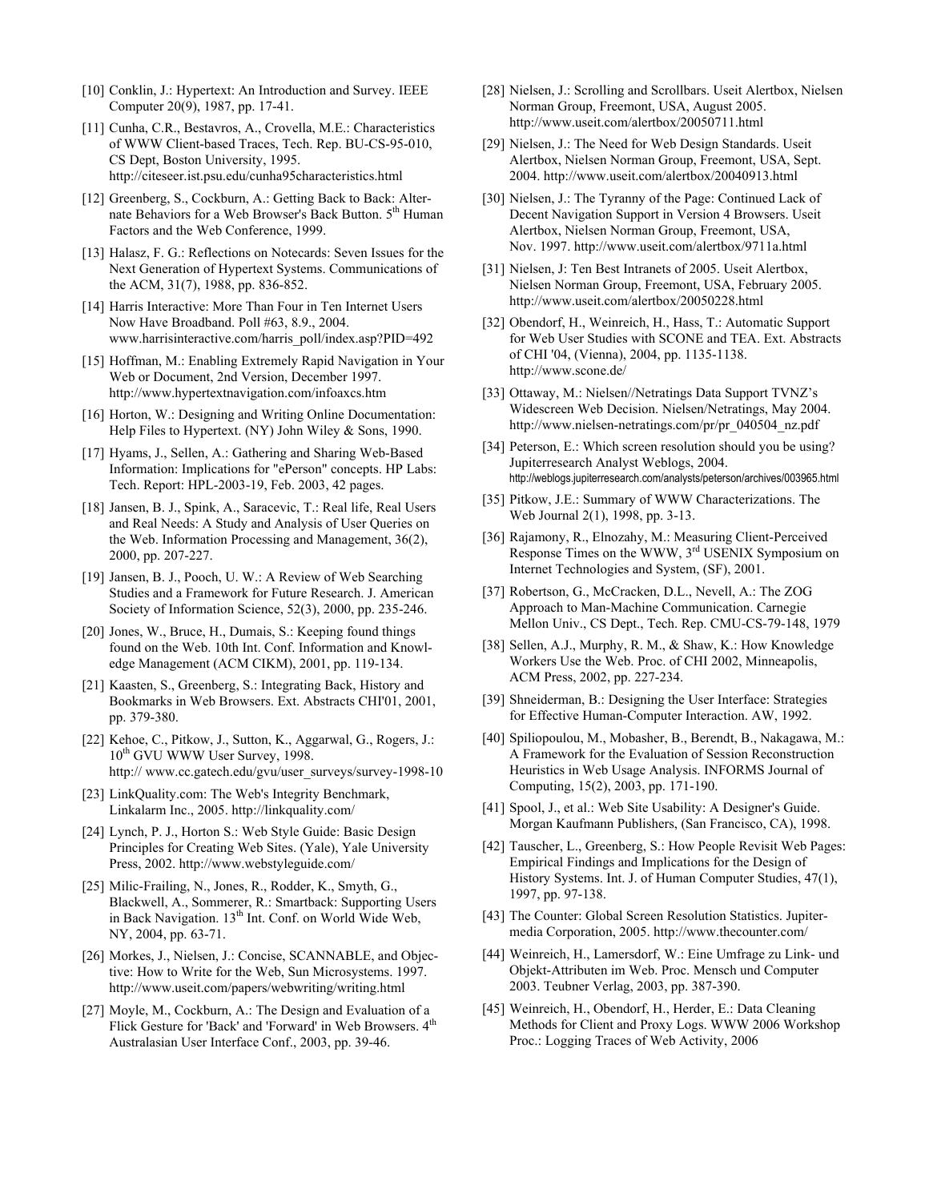[10] Conklin, J.: Hypertext: An Introduction and Survey. IEEE Computer 20(9), 1987, pp. 17-41.

[11] Cunha, C.R., Bestavros, A., Crovella, M.E.: Characteristics of WWW Client-based Traces, Tech. Rep. BU-CS-95-010, CS Dept, Boston University, 1995. http://citeseer.ist.psu.edu/cunha95characteristics.html

[12] Greenberg, S., Cockburn, A.: Getting Back to Back: Alternate Behaviors for a Web Browser's Back Button. 5th Human Factors and the Web Conference, 1999.

[13] Halasz, F. G.: Reflections on Notecards: Seven Issues for the Next Generation of Hypertext Systems. Communications of the ACM, 31(7), 1988, pp. 836-852.

[14] Harris Interactive: More Than Four in Ten Internet Users Now Have Broadband. Poll #63, 8.9., 2004. www.harrisinteractive.com/harris_poll/index.asp?PID=492

[15] Hoffman, M.: Enabling Extremely Rapid Navigation in Your Web or Document, 2nd Version, December 1997. http://www.hypertextnavigation.com/infoaxcs.htm

[16] Horton, W.: Designing and Writing Online Documentation: Help Files to Hypertext. (NY) John Wiley & Sons, 1990.

[17] Hyams, J., Sellen, A.: Gathering and Sharing Web-Based Information: Implications for "ePerson" concepts. HP Labs: Tech. Report: HPL-2003-19, Feb. 2003, 42 pages.

[18] Jansen, B. J., Spink, A., Saracevic, T.: Real life, Real Users and Real Needs: A Study and Analysis of User Queries on the Web. Information Processing and Management, 36(2), 2000, pp. 207-227.

[19] Jansen, B. J., Pooch, U. W.: A Review of Web Searching Studies and a Framework for Future Research. J. American Society of Information Science, 52(3), 2000, pp. 235-246.

[20] Jones, W., Bruce, H., Dumais, S.: Keeping found things found on the Web. 10th Int. Conf. Information and Knowledge Management (ACM CIKM), 2001, pp. 119-134.

[21] Kaasten, S., Greenberg, S.: Integrating Back, History and Bookmarks in Web Browsers. Ext. Abstracts CHI'01, 2001, pp. 379-380.

[22] Kehoe, C., Pitkow, J., Sutton, K., Aggarwal, G., Rogers, J.: 10th GVU WWW User Survey, 1998. http:// www.cc.gatech.edu/gvu/user_surveys/survey-1998-10

[23] LinkQuality.com: The Web's Integrity Benchmark, Linkalarm Inc., 2005. http://linkquality.com/

[24] Lynch, P. J., Horton S.: Web Style Guide: Basic Design Principles for Creating Web Sites. (Yale), Yale University Press, 2002. http://www.webstyleguide.com/

[25] Milic-Frailing, N., Jones, R., Rodder, K., Smyth, G., Blackwell, A., Sommerer, R.: Smartback: Supporting Users in Back Navigation. 13th Int. Conf. on World Wide Web, NY, 2004, pp. 63-71.

[26] Morkes, J., Nielsen, J.: Concise, SCANNABLE, and Objective: How to Write for the Web, Sun Microsystems. 1997. http://www.useit.com/papers/webwriting/writing.html

[27] Moyle, M., Cockburn, A.: The Design and Evaluation of a Flick Gesture for 'Back' and 'Forward' in Web Browsers. 4th Australasian User Interface Conf., 2003, pp. 39-46.

[28] Nielsen, J.: Scrolling and Scrollbars. Useit Alertbox, Nielsen Norman Group, Freemont, USA, August 2005. http://www.useit.com/alertbox/20050711.html

[29] Nielsen, J.: The Need for Web Design Standards. Useit Alertbox, Nielsen Norman Group, Freemont, USA, Sept. 2004. http://www.useit.com/alertbox/20040913.html

[30] Nielsen, J.: The Tyranny of the Page: Continued Lack of Decent Navigation Support in Version 4 Browsers. Useit Alertbox, Nielsen Norman Group, Freemont, USA, Nov. 1997. http://www.useit.com/alertbox/9711a.html

[31] Nielsen, J: Ten Best Intranets of 2005. Useit Alertbox, Nielsen Norman Group, Freemont, USA, February 2005. http://www.useit.com/alertbox/20050228.html

[32] Obendorf, H., Weinreich, H., Hass, T.: Automatic Support for Web User Studies with SCONE and TEA. Ext. Abstracts of CHI '04, (Vienna), 2004, pp. 1135-1138. http://www.scone.de/

[33] Ottaway, M.: Nielsen//Netratings Data Support TVNZ's Widescreen Web Decision. Nielsen/Netratings, May 2004. http://www.nielsen-netratings.com/pr/pr_040504_nz.pdf

[34] Peterson, E.: Which screen resolution should you be using? Jupiterresearch Analyst Weblogs, 2004. http://weblogs.jupiterresearch.com/analysts/peterson/archives/003965.html

[35] Pitkow, J.E.: Summary of WWW Characterizations. The Web Journal 2(1), 1998, pp. 3-13.

[36] Rajamony, R., Elnozahy, M.: Measuring Client-Perceived Response Times on the WWW, 3rd USENIX Symposium on Internet Technologies and System, (SF), 2001.

[37] Robertson, G., McCracken, D.L., Nevell, A.: The ZOG Approach to Man-Machine Communication. Carnegie Mellon Univ., CS Dept., Tech. Rep. CMU-CS-79-148, 1979

[38] Sellen, A.J., Murphy, R. M., & Shaw, K.: How Knowledge Workers Use the Web. Proc. of CHI 2002, Minneapolis, ACM Press, 2002, pp. 227-234.

[39] Shneiderman, B.: Designing the User Interface: Strategies for Effective Human-Computer Interaction. AW, 1992.

[40] Spiliopoulou, M., Mobasher, B., Berendt, B., Nakagawa, M.: A Framework for the Evaluation of Session Reconstruction Heuristics in Web Usage Analysis. INFORMS Journal of Computing, 15(2), 2003, pp. 171-190.

[41] Spool, J., et al.: Web Site Usability: A Designer's Guide. Morgan Kaufmann Publishers, (San Francisco, CA), 1998.

[42] Tauscher, L., Greenberg, S.: How People Revisit Web Pages: Empirical Findings and Implications for the Design of History Systems. Int. J. of Human Computer Studies, 47(1), 1997, pp. 97-138.

[43] The Counter: Global Screen Resolution Statistics. Jupitermedia Corporation, 2005. http://www.thecounter.com/

[44] Weinreich, H., Lamersdorf, W.: Eine Umfrage zu Link- und Objekt-Attributen im Web. Proc. Mensch und Computer 2003. Teubner Verlag, 2003, pp. 387-390.

[45] Weinreich, H., Obendorf, H., Herder, E.: Data Cleaning Methods for Client and Proxy Logs. WWW 2006 Workshop Proc.: Logging Traces of Web Activity, 2006